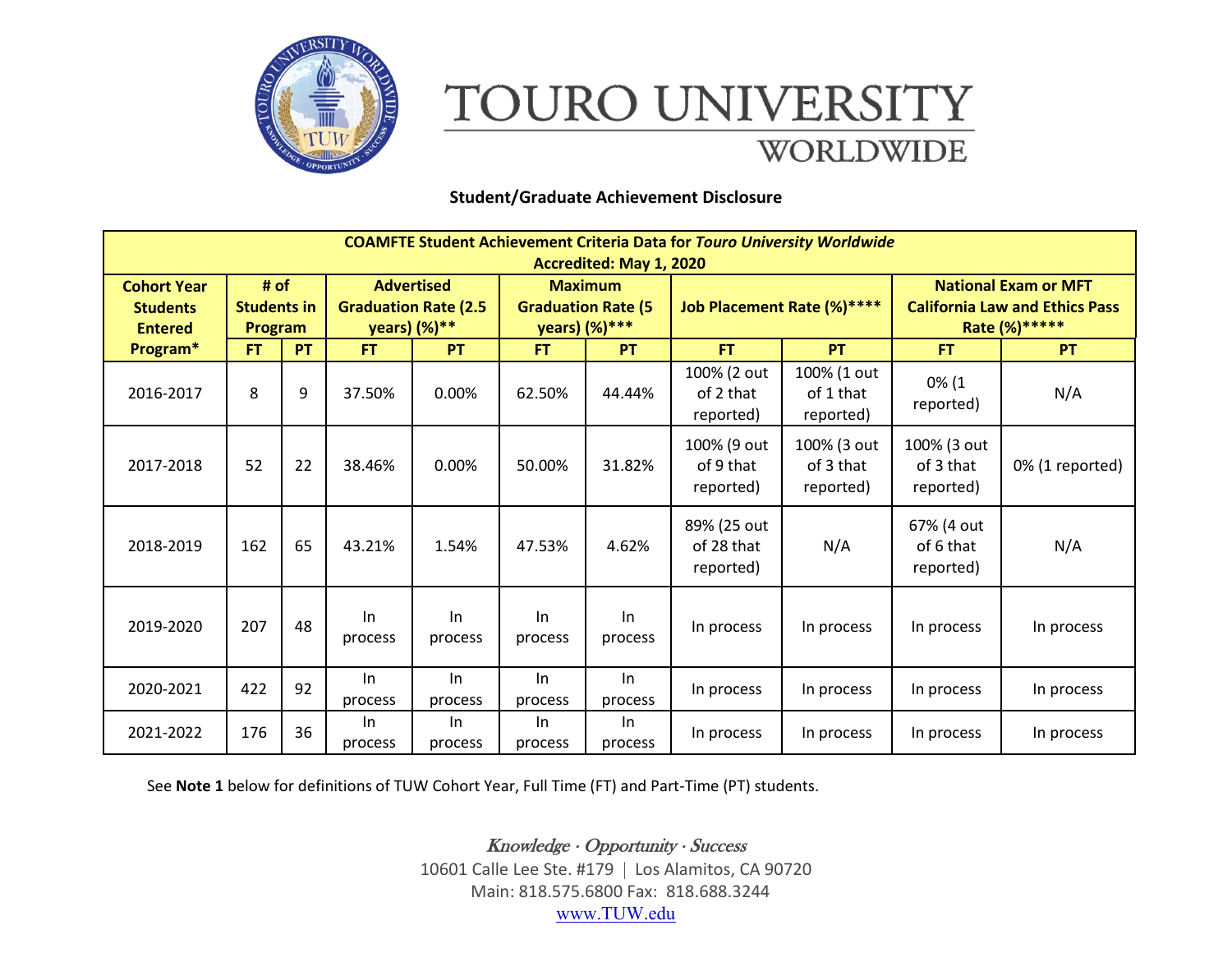# TOURO UNIVERSITY WORLDWIDE

## Student/Graduate Achievement Disclosure

| COAMFTE Student Achievement Criteria Data for *Touro University Worldwide* Accredited: May 1, 2020 | | | | | | | | | | |
|---|---|---|---|---|---|---|---|---|---|---|
| **Cohort Year Students Entered Program*** | **# of Students in Program** | | **Advertised Graduation Rate (2.5 years) (%)**** | | **Maximum Graduation Rate (5 years) (%)***** | | **Job Placement Rate (%)******* | | **National Exam or MFT California Law and Ethics Pass Rate (%)********* | |
| | **FT** | **PT** | **FT** | **PT** | **FT** | **PT** | **FT** | **PT** | **FT** | **PT** |
| 2016-2017 | 8 | 9 | 37.50% | 0.00% | 62.50% | 44.44% | 100% (2 out of 2 that reported) | 100% (1 out of 1 that reported) | 0% (1 reported) | N/A |
| 2017-2018 | 52 | 22 | 38.46% | 0.00% | 50.00% | 31.82% | 100% (9 out of 9 that reported) | 100% (3 out of 3 that reported) | 100% (3 out of 3 that reported) | 0% (1 reported) |
| 2018-2019 | 162 | 65 | 43.21% | 1.54% | 47.53% | 4.62% | 89% (25 out of 28 that reported) | N/A | 67% (4 out of 6 that reported) | N/A |
| 2019-2020 | 207 | 48 | In process | In process | In process | In process | In process | In process | In process | In process |
| 2020-2021 | 422 | 92 | In process | In process | In process | In process | In process | In process | In process | In process |
| 2021-2022 | 176 | 36 | In process | In process | In process | In process | In process | In process | In process | In process |

See **Note 1** below for definitions of TUW Cohort Year, Full Time (FT) and Part-Time (PT) students.

*Knowledge · Opportunity · Success*

10601 Calle Lee Ste. #179 | Los Alamitos, CA 90720

Main: 818.575.6800 Fax: 818.688.3244

www.TUW.edu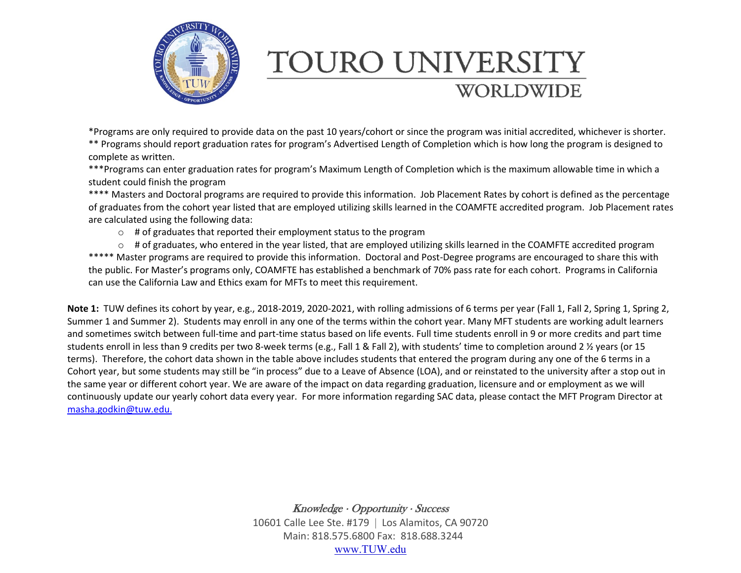# TOURO UNIVERSITY WORLDWIDE

*Programs are only required to provide data on the past 10 years/cohort or since the program was initial accredited, whichever is shorter.

** Programs should report graduation rates for program's Advertised Length of Completion which is how long the program is designed to complete as written.

***Programs can enter graduation rates for program's Maximum Length of Completion which is the maximum allowable time in which a student could finish the program

**** Masters and Doctoral programs are required to provide this information. Job Placement Rates by cohort is defined as the percentage of graduates from the cohort year listed that are employed utilizing skills learned in the COAMFTE accredited program. Job Placement rates are calculated using the following data:

- # of graduates that reported their employment status to the program
- # of graduates, who entered in the year listed, that are employed utilizing skills learned in the COAMFTE accredited program

***** Master programs are required to provide this information. Doctoral and Post-Degree programs are encouraged to share this with the public. For Master's programs only, COAMFTE has established a benchmark of 70% pass rate for each cohort. Programs in California can use the California Law and Ethics exam for MFTs to meet this requirement.

**Note 1:** TUW defines its cohort by year, e.g., 2018-2019, 2020-2021, with rolling admissions of 6 terms per year (Fall 1, Fall 2, Spring 1, Spring 2, Summer 1 and Summer 2). Students may enroll in any one of the terms within the cohort year. Many MFT students are working adult learners and sometimes switch between full-time and part-time status based on life events. Full time students enroll in 9 or more credits and part time students enroll in less than 9 credits per two 8-week terms (e.g., Fall 1 & Fall 2), with students' time to completion around 2 ½ years (or 15 terms). Therefore, the cohort data shown in the table above includes students that entered the program during any one of the 6 terms in a Cohort year, but some students may still be "in process" due to a Leave of Absence (LOA), and or reinstated to the university after a stop out in the same year or different cohort year. We are aware of the impact on data regarding graduation, licensure and or employment as we will continuously update our yearly cohort data every year. For more information regarding SAC data, please contact the MFT Program Director at masha.godkin@tuw.edu.

*Knowledge · Opportunity · Success*
10601 Calle Lee Ste. #179 | Los Alamitos, CA 90720
Main: 818.575.6800 Fax: 818.688.3244
www.TUW.edu